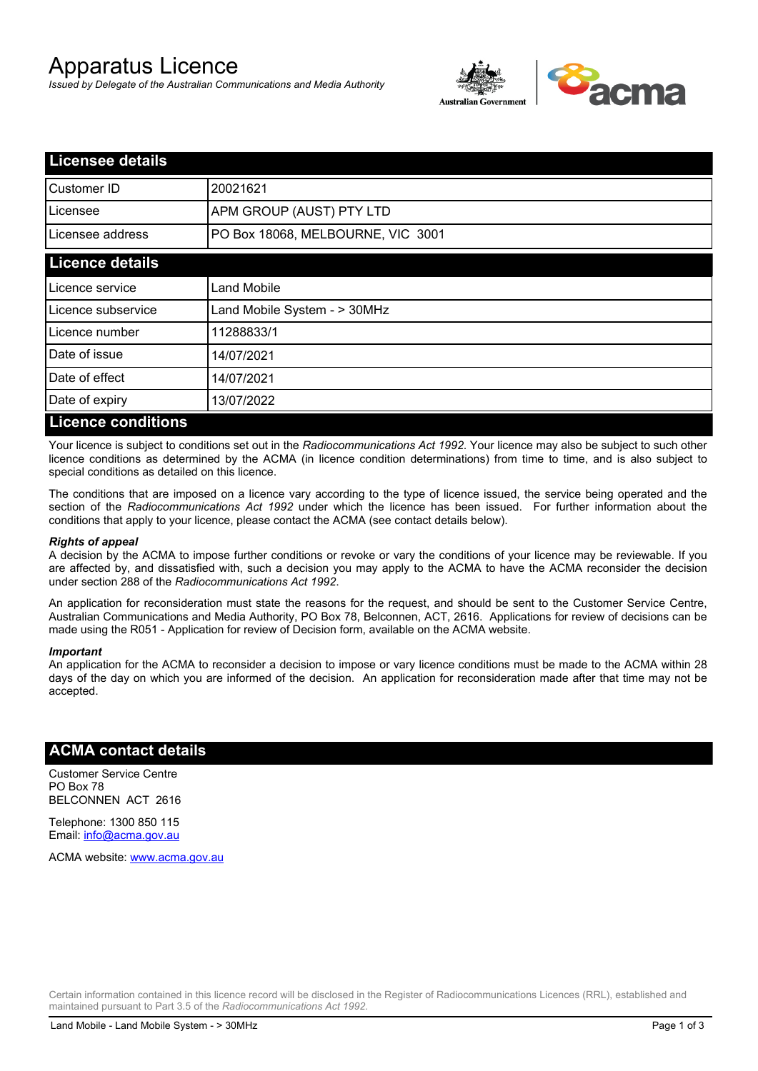# Apparatus Licence

*Issued by Delegate of the Australian Communications and Media Authority*

## Licensee details

| | |
|---|---|
| Customer ID | 20021621 |
| Licensee | APM GROUP (AUST) PTY LTD |
| Licensee address | PO Box 18068, MELBOURNE, VIC 3001 |

## Licence details

| | |
|---|---|
| Licence service | Land Mobile |
| Licence subservice | Land Mobile System - > 30MHz |
| Licence number | 11288833/1 |
| Date of issue | 14/07/2021 |
| Date of effect | 14/07/2021 |
| Date of expiry | 13/07/2022 |

## Licence conditions

Your licence is subject to conditions set out in the *Radiocommunications Act 1992*. Your licence may also be subject to such other licence conditions as determined by the ACMA (in licence condition determinations) from time to time, and is also subject to special conditions as detailed on this licence.

The conditions that are imposed on a licence vary according to the type of licence issued, the service being operated and the section of the *Radiocommunications Act 1992* under which the licence has been issued. For further information about the conditions that apply to your licence, please contact the ACMA (see contact details below).

***Rights of appeal***

A decision by the ACMA to impose further conditions or revoke or vary the conditions of your licence may be reviewable. If you are affected by, and dissatisfied with, such a decision you may apply to the ACMA to have the ACMA reconsider the decision under section 288 of the *Radiocommunications Act 1992*.

An application for reconsideration must state the reasons for the request, and should be sent to the Customer Service Centre, Australian Communications and Media Authority, PO Box 78, Belconnen, ACT, 2616. Applications for review of decisions can be made using the R051 - Application for review of Decision form, available on the ACMA website.

***Important***

An application for the ACMA to reconsider a decision to impose or vary licence conditions must be made to the ACMA within 28 days of the day on which you are informed of the decision. An application for reconsideration made after that time may not be accepted.

## ACMA contact details

Customer Service Centre
PO Box 78
BELCONNEN ACT 2616

Telephone: 1300 850 115
Email: info@acma.gov.au

ACMA website: www.acma.gov.au

Certain information contained in this licence record will be disclosed in the Register of Radiocommunications Licences (RRL), established and maintained pursuant to Part 3.5 of the *Radiocommunications Act 1992.*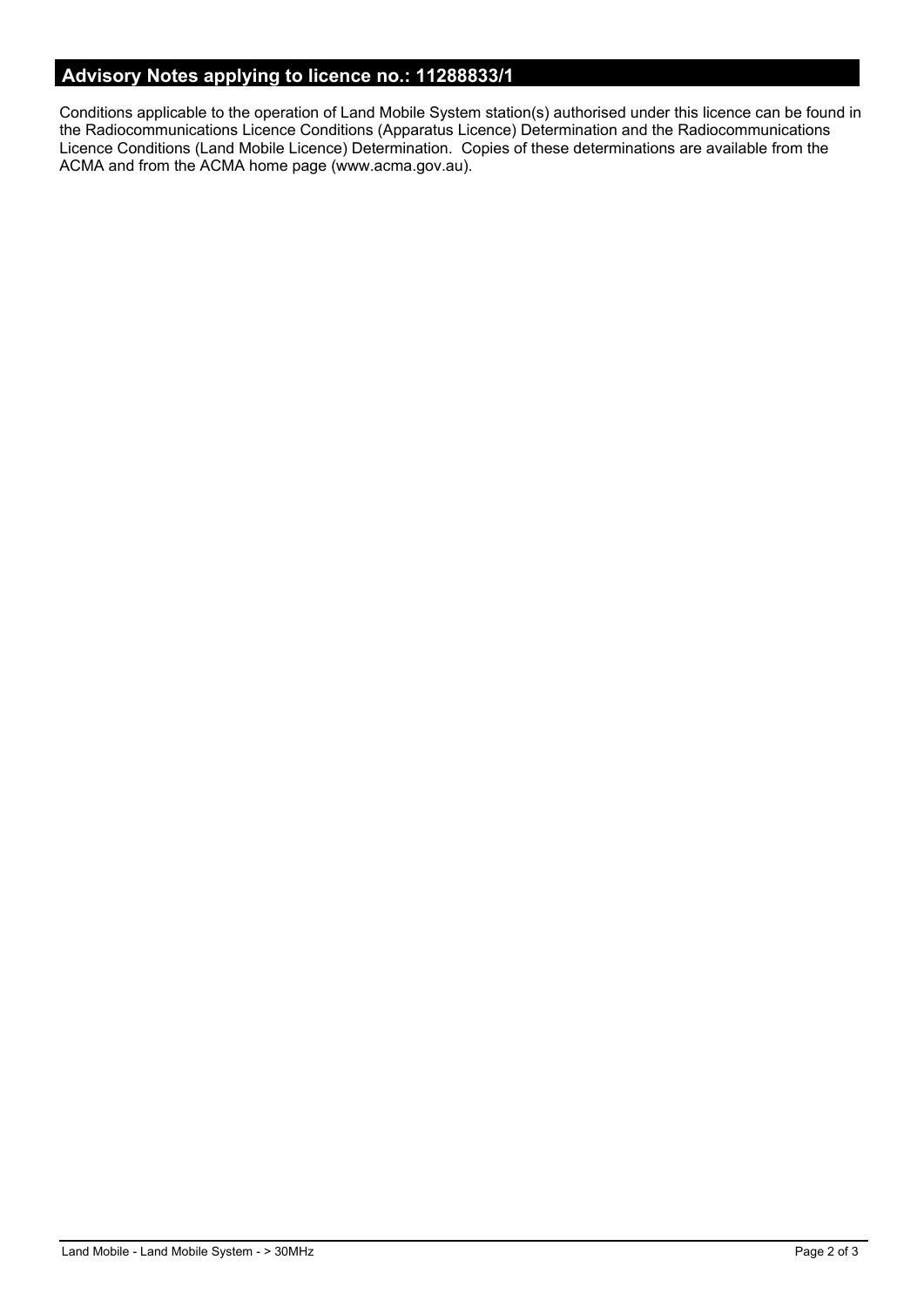## Advisory Notes applying to licence no.: 11288833/1

Conditions applicable to the operation of Land Mobile System station(s) authorised under this licence can be found in the Radiocommunications Licence Conditions (Apparatus Licence) Determination and the Radiocommunications Licence Conditions (Land Mobile Licence) Determination. Copies of these determinations are available from the ACMA and from the ACMA home page (www.acma.gov.au).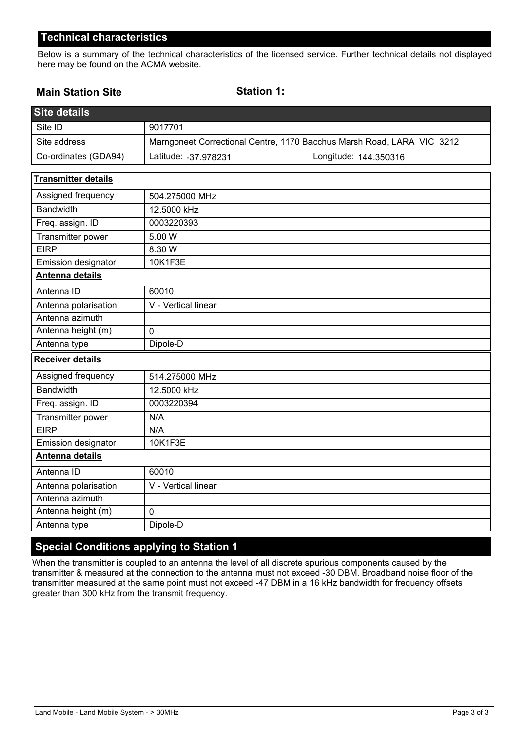## Technical characteristics

Below is a summary of the technical characteristics of the licensed service. Further technical details not displayed here may be found on the ACMA website.

**Main Station Site** **Station 1:**

| Site details | |
|---|---|
| Site ID | 9017701 |
| Site address | Marngoneet Correctional Centre, 1170 Bacchus Marsh Road, LARA VIC 3212 |
| Co-ordinates (GDA94) | Latitude: -37.978231 Longitude: 144.350316 |

| **Transmitter details** | |
|---|---|
| Assigned frequency | 504.275000 MHz |
| Bandwidth | 12.5000 kHz |
| Freq. assign. ID | 0003220393 |
| Transmitter power | 5.00 W |
| EIRP | 8.30 W |
| Emission designator | 10K1F3E |
| **Antenna details** | |
| Antenna ID | 60010 |
| Antenna polarisation | V - Vertical linear |
| Antenna azimuth | |
| Antenna height (m) | 0 |
| Antenna type | Dipole-D |
| **Receiver details** | |
| Assigned frequency | 514.275000 MHz |
| Bandwidth | 12.5000 kHz |
| Freq. assign. ID | 0003220394 |
| Transmitter power | N/A |
| EIRP | N/A |
| Emission designator | 10K1F3E |
| **Antenna details** | |
| Antenna ID | 60010 |
| Antenna polarisation | V - Vertical linear |
| Antenna azimuth | |
| Antenna height (m) | 0 |
| Antenna type | Dipole-D |

## Special Conditions applying to Station 1

When the transmitter is coupled to an antenna the level of all discrete spurious components caused by the transmitter & measured at the connection to the antenna must not exceed -30 DBM. Broadband noise floor of the transmitter measured at the same point must not exceed -47 DBM in a 16 kHz bandwidth for frequency offsets greater than 300 kHz from the transmit frequency.